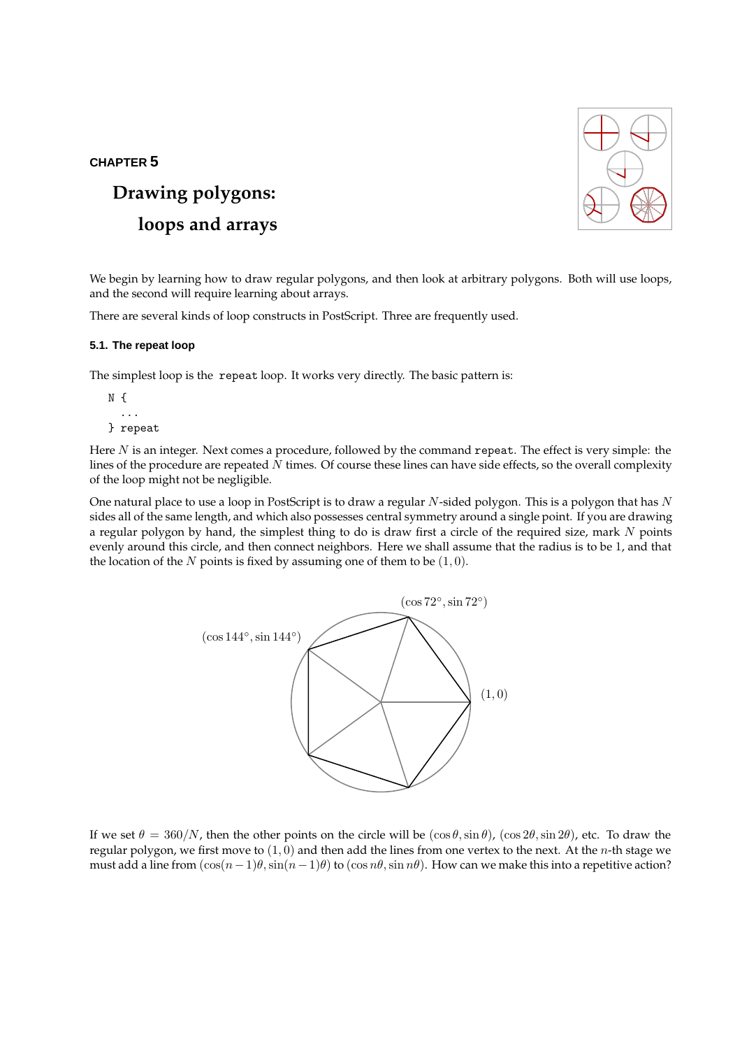CHAPTER 5

# Drawing polygons: loops and arrays

We begin by learning how to draw regular polygons, and then look at arbitrary polygons. Both will use loops, and the second will require learning about arrays.

There are several kinds of loop constructs in PostScript. Three are frequently used.

### 5.1. The repeat loop

The simplest loop is the `repeat` loop. It works very directly. The basic pattern is:

```
N {
  ...
} repeat
```

Here $N$ is an integer. Next comes a procedure, followed by the command `repeat`. The effect is very simple: the lines of the procedure are repeated $N$ times. Of course these lines can have side effects, so the overall complexity of the loop might not be negligible.

One natural place to use a loop in PostScript is to draw a regular $N$-sided polygon. This is a polygon that has $N$ sides all of the same length, and which also possesses central symmetry around a single point. If you are drawing a regular polygon by hand, the simplest thing to do is draw first a circle of the required size, mark $N$ points evenly around this circle, and then connect neighbors. Here we shall assume that the radius is to be 1, and that the location of the $N$ points is fixed by assuming one of them to be $(1, 0)$.

$(\cos 72°, \sin 72°)$

$(\cos 144°, \sin 144°)$

$(1, 0)$

If we set $\theta = 360/N$, then the other points on the circle will be $(\cos\theta, \sin\theta)$, $(\cos 2\theta, \sin 2\theta)$, etc. To draw the regular polygon, we first move to $(1, 0)$ and then add the lines from one vertex to the next. At the $n$-th stage we must add a line from $(\cos(n-1)\theta, \sin(n-1)\theta)$ to $(\cos n\theta, \sin n\theta)$. How can we make this into a repetitive action?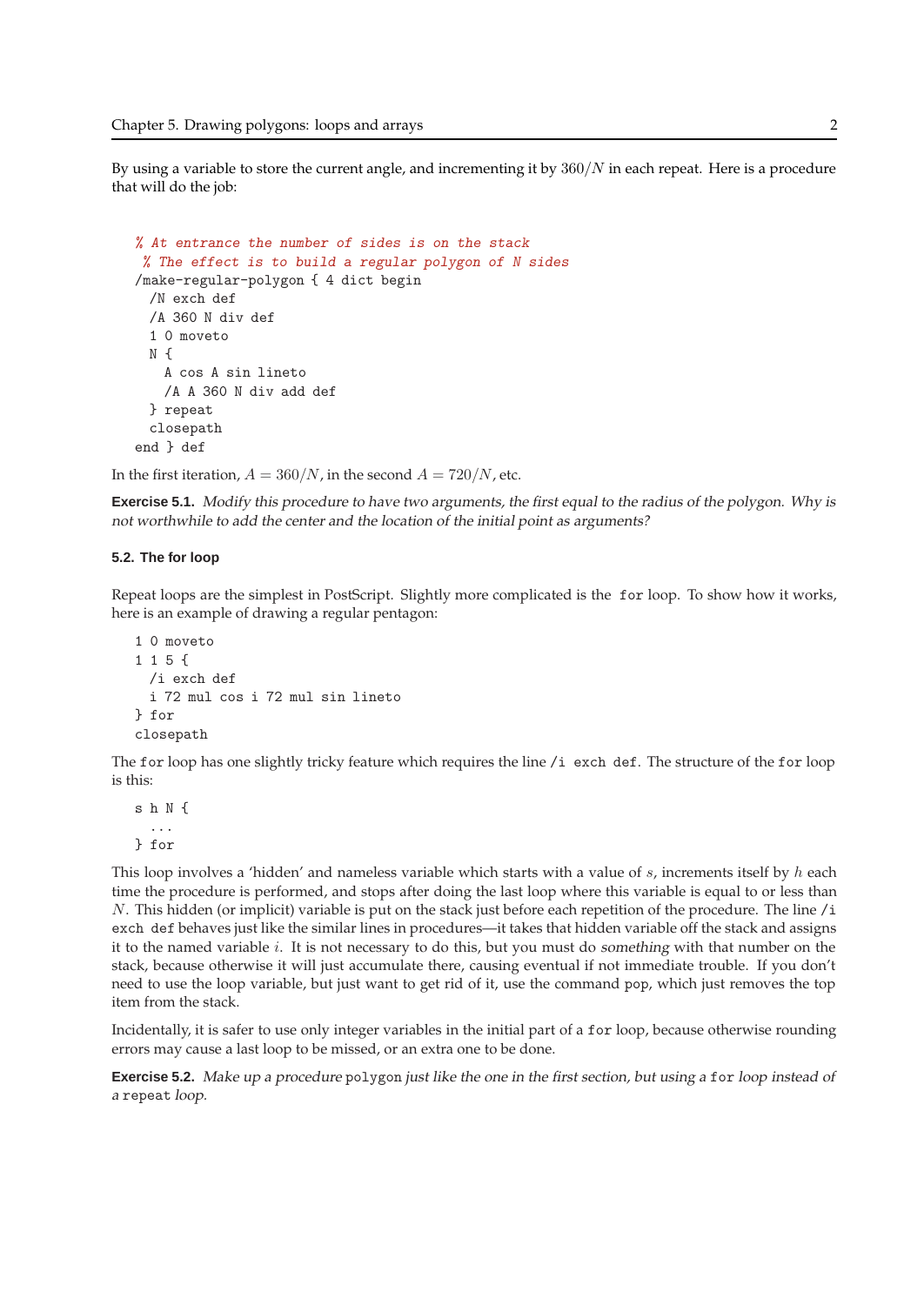By using a variable to store the current angle, and incrementing it by $360/N$ in each repeat. Here is a procedure that will do the job:

```
% At entrance the number of sides is on the stack
 % The effect is to build a regular polygon of N sides
/make-regular-polygon { 4 dict begin
  /N exch def
  /A 360 N div def
  1 0 moveto
  N {
    A cos A sin lineto
    /A A 360 N div add def
  } repeat
  closepath
end } def
```

In the first iteration, $A = 360/N$, in the second $A = 720/N$, etc.

**Exercise 5.1.** *Modify this procedure to have two arguments, the first equal to the radius of the polygon. Why is not worthwhile to add the center and the location of the initial point as arguments?*

### 5.2. The for loop

Repeat loops are the simplest in PostScript. Slightly more complicated is the `for` loop. To show how it works, here is an example of drawing a regular pentagon:

```
1 0 moveto
1 1 5 {
  /i exch def
  i 72 mul cos i 72 mul sin lineto
} for
closepath
```

The `for` loop has one slightly tricky feature which requires the line `/i exch def`. The structure of the `for` loop is this:

```
s h N {
  ...
} for
```

This loop involves a 'hidden' and nameless variable which starts with a value of $s$, increments itself by $h$ each time the procedure is performed, and stops after doing the last loop where this variable is equal to or less than $N$. This hidden (or implicit) variable is put on the stack just before each repetition of the procedure. The line `/i exch def` behaves just like the similar lines in procedures—it takes that hidden variable off the stack and assigns it to the named variable $i$. It is not necessary to do this, but you must do *something* with that number on the stack, because otherwise it will just accumulate there, causing eventual if not immediate trouble. If you don't need to use the loop variable, but just want to get rid of it, use the command `pop`, which just removes the top item from the stack.

Incidentally, it is safer to use only integer variables in the initial part of a `for` loop, because otherwise rounding errors may cause a last loop to be missed, or an extra one to be done.

**Exercise 5.2.** *Make up a procedure* `polygon` *just like the one in the first section, but using a* `for` *loop instead of a* `repeat` *loop.*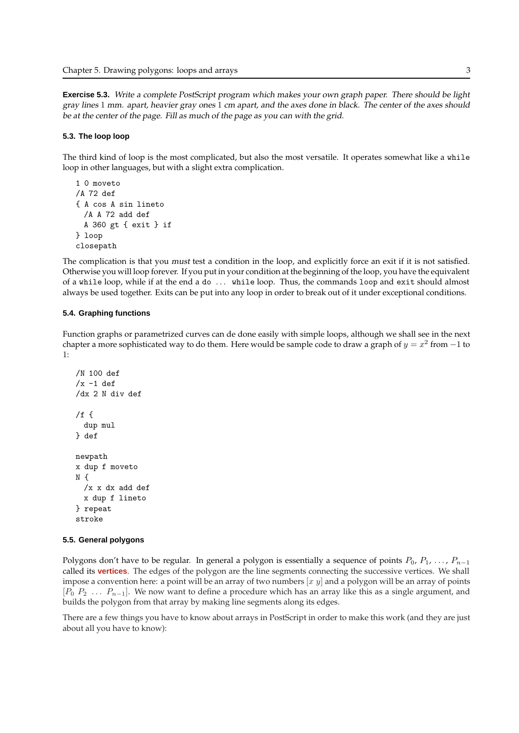**Exercise 5.3.** *Write a complete PostScript program which makes your own graph paper. There should be light gray lines* 1 *mm. apart, heavier gray ones* 1 *cm apart, and the axes done in black. The center of the axes should be at the center of the page. Fill as much of the page as you can with the grid.*

### 5.3. The loop loop

The third kind of loop is the most complicated, but also the most versatile. It operates somewhat like a `while` loop in other languages, but with a slight extra complication.

```
1 0 moveto
/A 72 def
{ A cos A sin lineto
  /A A 72 add def
  A 360 gt { exit } if
} loop
closepath
```

The complication is that you *must* test a condition in the loop, and explicitly force an exit if it is not satisfied. Otherwise you will loop forever. If you put in your condition at the beginning of the loop, you have the equivalent of a `while` loop, while if at the end a `do ... while` loop. Thus, the commands `loop` and `exit` should almost always be used together. Exits can be put into any loop in order to break out of it under exceptional conditions.

### 5.4. Graphing functions

Function graphs or parametrized curves can de done easily with simple loops, although we shall see in the next chapter a more sophisticated way to do them. Here would be sample code to draw a graph of $y = x^2$ from $-1$ to 1:

```
/N 100 def
/x -1 def
/dx 2 N div def

/f {
  dup mul
} def

newpath
x dup f moveto
N {
  /x x dx add def
  x dup f lineto
} repeat
stroke
```

### 5.5. General polygons

Polygons don't have to be regular. In general a polygon is essentially a sequence of points $P_0$, $P_1$, ..., $P_{n-1}$ called its **vertices**. The edges of the polygon are the line segments connecting the successive vertices. We shall impose a convention here: a point will be an array of two numbers $[x\ y]$ and a polygon will be an array of points $[P_0\ P_2\ \ldots\ P_{n-1}]$. We now want to define a procedure which has an array like this as a single argument, and builds the polygon from that array by making line segments along its edges.

There are a few things you have to know about arrays in PostScript in order to make this work (and they are just about all you have to know):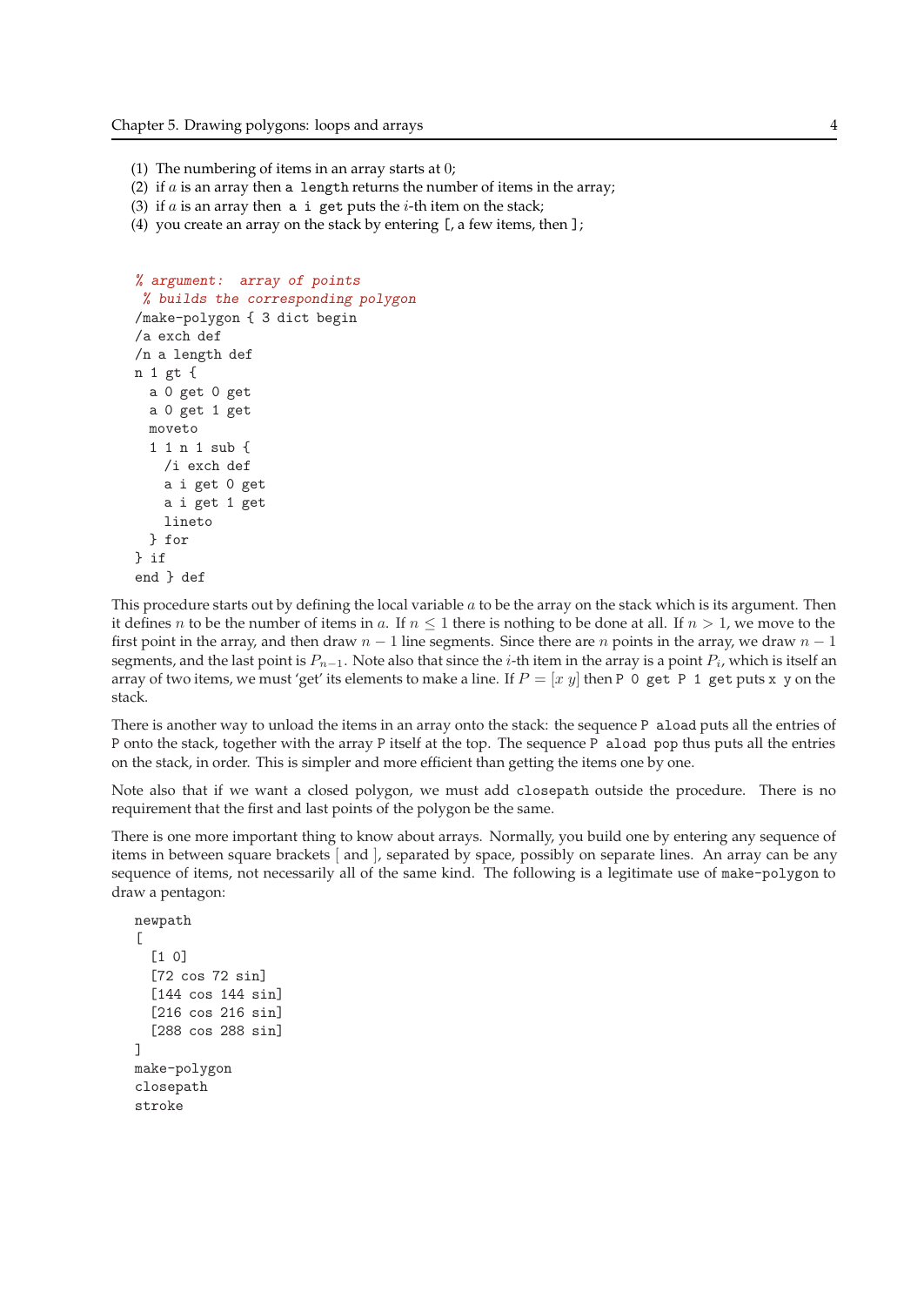(1) The numbering of items in an array starts at $0$;
(2) if $a$ is an array then `a length` returns the number of items in the array;
(3) if $a$ is an array then `a i get` puts the $i$-th item on the stack;
(4) you create an array on the stack by entering `[`, a few items, then `]`;

```
% argument:  array of points
 % builds the corresponding polygon
/make-polygon { 3 dict begin
/a exch def
/n a length def
n 1 gt {
  a 0 get 0 get
  a 0 get 1 get
  moveto
  1 1 n 1 sub {
    /i exch def
    a i get 0 get
    a i get 1 get
    lineto
  } for
} if
end } def
```

This procedure starts out by defining the local variable $a$ to be the array on the stack which is its argument. Then it defines $n$ to be the number of items in $a$. If $n \leq 1$ there is nothing to be done at all. If $n > 1$, we move to the first point in the array, and then draw $n - 1$ line segments. Since there are $n$ points in the array, we draw $n - 1$ segments, and the last point is $P_{n-1}$. Note also that since the $i$-th item in the array is a point $P_i$, which is itself an array of two items, we must 'get' its elements to make a line. If $P = [x\ y]$ then `P 0 get P 1 get` puts `x y` on the stack.

There is another way to unload the items in an array onto the stack: the sequence `P aload` puts all the entries of `P` onto the stack, together with the array `P` itself at the top. The sequence `P aload pop` thus puts all the entries on the stack, in order. This is simpler and more efficient than getting the items one by one.

Note also that if we want a closed polygon, we must add `closepath` outside the procedure. There is no requirement that the first and last points of the polygon be the same.

There is one more important thing to know about arrays. Normally, you build one by entering any sequence of items in between square brackets [ and ], separated by space, possibly on separate lines. An array can be any sequence of items, not necessarily all of the same kind. The following is a legitimate use of `make-polygon` to draw a pentagon:

```
newpath
[
  [1 0]
  [72 cos 72 sin]
  [144 cos 144 sin]
  [216 cos 216 sin]
  [288 cos 288 sin]
]
make-polygon
closepath
stroke
```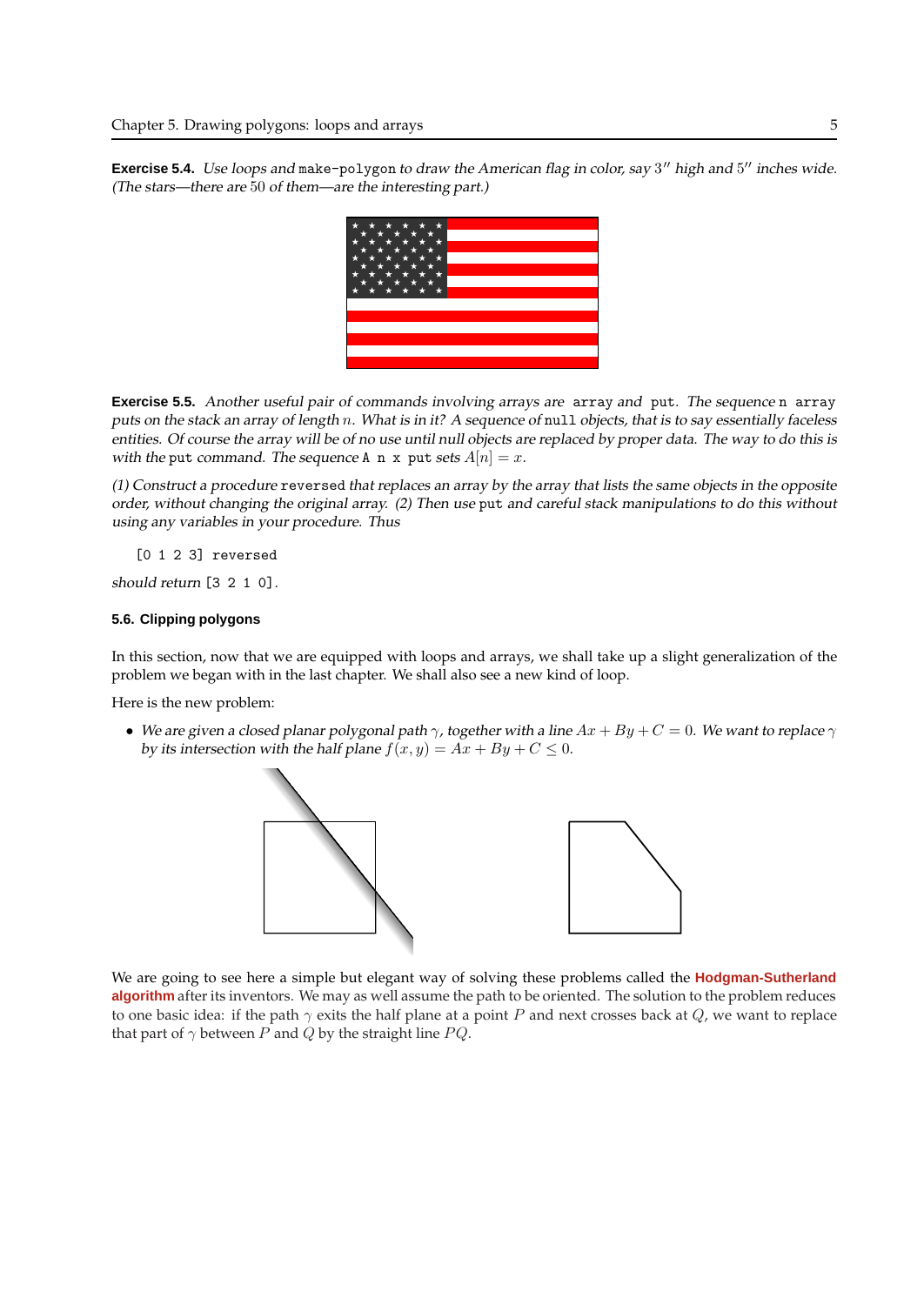**Exercise 5.4.** *Use loops and* `make-polygon` *to draw the American flag in color, say* $3''$ *high and* $5''$ *inches wide. (The stars—there are* $50$ *of them—are the interesting part.)*

**Exercise 5.5.** *Another useful pair of commands involving arrays are* `array` *and* `put`*. The sequence* `n array` *puts on the stack an array of length* $n$*. What is in it? A sequence of* `null` *objects, that is to say essentially faceless entities. Of course the array will be of no use until null objects are replaced by proper data. The way to do this is with the* `put` *command. The sequence* `A n x put` *sets* $A[n] = x$*.*

*(1) Construct a procedure* `reversed` *that replaces an array by the array that lists the same objects in the opposite order, without changing the original array. (2) Then use* `put` *and careful stack manipulations to do this without using any variables in your procedure. Thus*

```
[0 1 2 3] reversed
```

*should return* `[3 2 1 0]`*.*

### 5.6. Clipping polygons

In this section, now that we are equipped with loops and arrays, we shall take up a slight generalization of the problem we began with in the last chapter. We shall also see a new kind of loop.

Here is the new problem:

- *We are given a closed planar polygonal path* $\gamma$*, together with a line* $Ax + By + C = 0$*. We want to replace* $\gamma$ *by its intersection with the half plane* $f(x, y) = Ax + By + C \leq 0$*.*

We are going to see here a simple but elegant way of solving these problems called the **Hodgman-Sutherland algorithm** after its inventors. We may as well assume the path to be oriented. The solution to the problem reduces to one basic idea: if the path $\gamma$ exits the half plane at a point $P$ and next crosses back at $Q$, we want to replace that part of $\gamma$ between $P$ and $Q$ by the straight line $PQ$.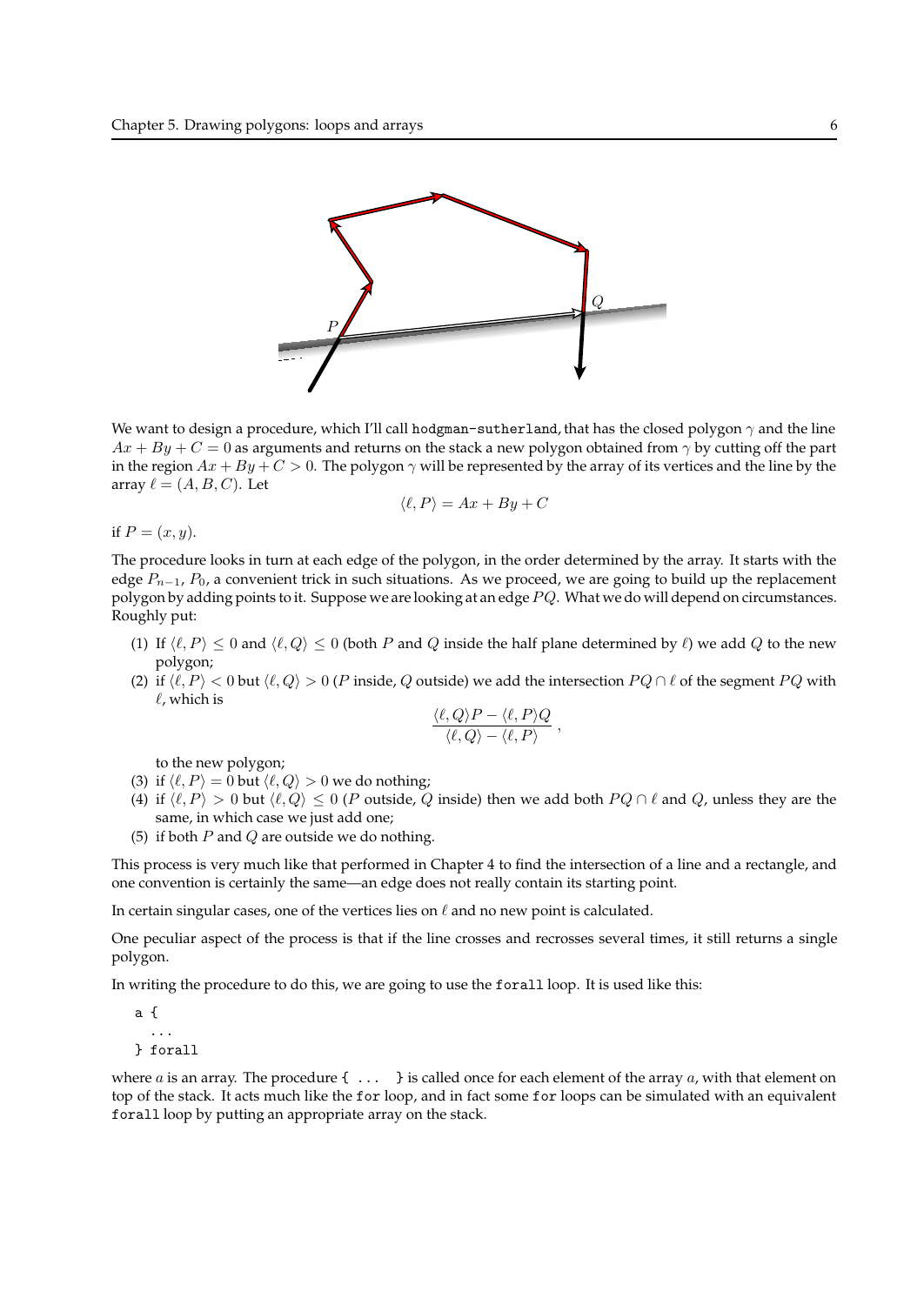P

Q

We want to design a procedure, which I'll call `hodgman-sutherland`, that has the closed polygon $\gamma$ and the line $Ax + By + C = 0$ as arguments and returns on the stack a new polygon obtained from $\gamma$ by cutting off the part in the region $Ax + By + C > 0$. The polygon $\gamma$ will be represented by the array of its vertices and the line by the array $\ell = (A, B, C)$. Let

$$\langle \ell, P \rangle = Ax + By + C$$

if $P = (x, y)$.

The procedure looks in turn at each edge of the polygon, in the order determined by the array. It starts with the edge $P_{n-1}$, $P_0$, a convenient trick in such situations. As we proceed, we are going to build up the replacement polygon by adding points to it. Suppose we are looking at an edge $PQ$. What we do will depend on circumstances. Roughly put:

(1) If $\langle \ell, P \rangle \le 0$ and $\langle \ell, Q \rangle \le 0$ (both $P$ and $Q$ inside the half plane determined by $\ell$) we add $Q$ to the new polygon;

(2) if $\langle \ell, P \rangle < 0$ but $\langle \ell, Q \rangle > 0$ ($P$ inside, $Q$ outside) we add the intersection $PQ \cap \ell$ of the segment $PQ$ with $\ell$, which is

$$\frac{\langle \ell, Q \rangle P - \langle \ell, P \rangle Q}{\langle \ell, Q \rangle - \langle \ell, P \rangle},$$

to the new polygon;

(3) if $\langle \ell, P \rangle = 0$ but $\langle \ell, Q \rangle > 0$ we do nothing;

(4) if $\langle \ell, P \rangle > 0$ but $\langle \ell, Q \rangle \le 0$ ($P$ outside, $Q$ inside) then we add both $PQ \cap \ell$ and $Q$, unless they are the same, in which case we just add one;

(5) if both $P$ and $Q$ are outside we do nothing.

This process is very much like that performed in Chapter 4 to find the intersection of a line and a rectangle, and one convention is certainly the same—an edge does not really contain its starting point.

In certain singular cases, one of the vertices lies on $\ell$ and no new point is calculated.

One peculiar aspect of the process is that if the line crosses and recrosses several times, it still returns a single polygon.

In writing the procedure to do this, we are going to use the `forall` loop. It is used like this:

```
a {
  ...
} forall
```

where $a$ is an array. The procedure `{ ... }` is called once for each element of the array $a$, with that element on top of the stack. It acts much like the `for` loop, and in fact some `for` loops can be simulated with an equivalent `forall` loop by putting an appropriate array on the stack.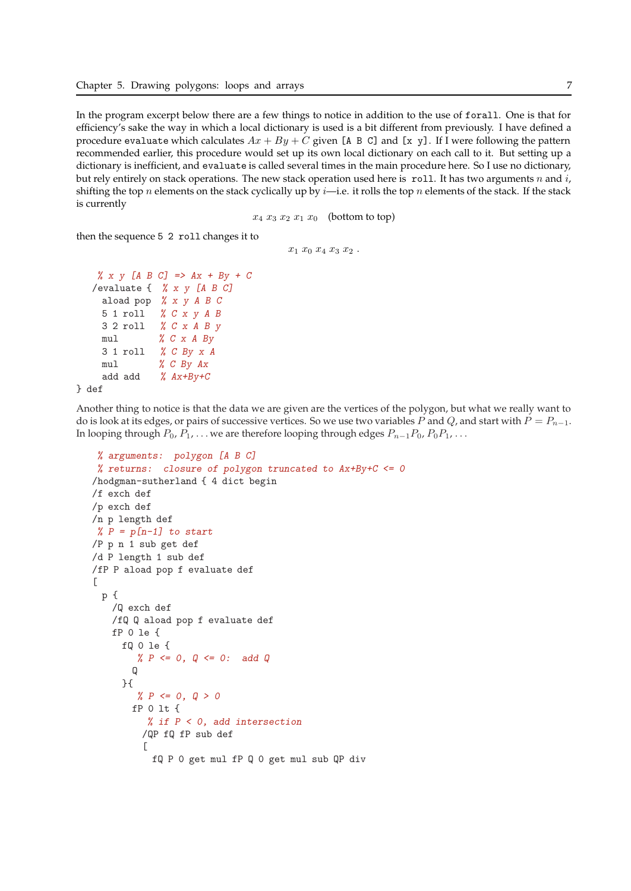In the program excerpt below there are a few things to notice in addition to the use of `forall`. One is that for efficiency's sake the way in which a local dictionary is used is a bit different from previously. I have defined a procedure `evaluate` which calculates $Ax + By + C$ given `[A B C]` and `[x y]`. If I were following the pattern recommended earlier, this procedure would set up its own local dictionary on each call to it. But setting up a dictionary is inefficient, and `evaluate` is called several times in the main procedure here. So I use no dictionary, but rely entirely on stack operations. The new stack operation used here is `roll`. It has two arguments $n$ and $i$, shifting the top $n$ elements on the stack cyclically up by $i$—i.e. it rolls the top $n$ elements of the stack. If the stack is currently

$$x_4\ x_3\ x_2\ x_1\ x_0 \quad \text{(bottom to top)}$$

then the sequence `5 2 roll` changes it to

$$x_1\ x_0\ x_4\ x_3\ x_2\ .$$

```
 % x y [A B C] => Ax + By + C
/evaluate {  % x y [A B C]
  aload pop  % x y A B C
  5 1 roll   % C x y A B
  3 2 roll   % C x A B y
  mul        % C x A By
  3 1 roll   % C By x A
  mul        % C By Ax
  add add    % Ax+By+C
} def
```

Another thing to notice is that the data we are given are the vertices of the polygon, but what we really want to do is look at its edges, or pairs of successive vertices. So we use two variables $P$ and $Q$, and start with $P = P_{n-1}$. In looping through $P_0, P_1, \ldots$ we are therefore looping through edges $P_{n-1}P_0, P_0P_1, \ldots$

```
 % arguments:  polygon [A B C]
 % returns:  closure of polygon truncated to Ax+By+C <= 0
/hodgman-sutherland { 4 dict begin
/f exch def
/p exch def
/n p length def
 % P = p[n-1] to start
/P p n 1 sub get def
/d P length 1 sub def
/fP P aload pop f evaluate def
[
  p {
    /Q exch def
    /fQ Q aload pop f evaluate def
    fP 0 le {
      fQ 0 le {
        % P <= 0, Q <= 0:  add Q
        Q
      }{
        % P <= 0, Q > 0
        fP 0 lt {
          % if P < 0, add intersection
          /QP fQ fP sub def
          [
            fQ P 0 get mul fP Q 0 get mul sub QP div
```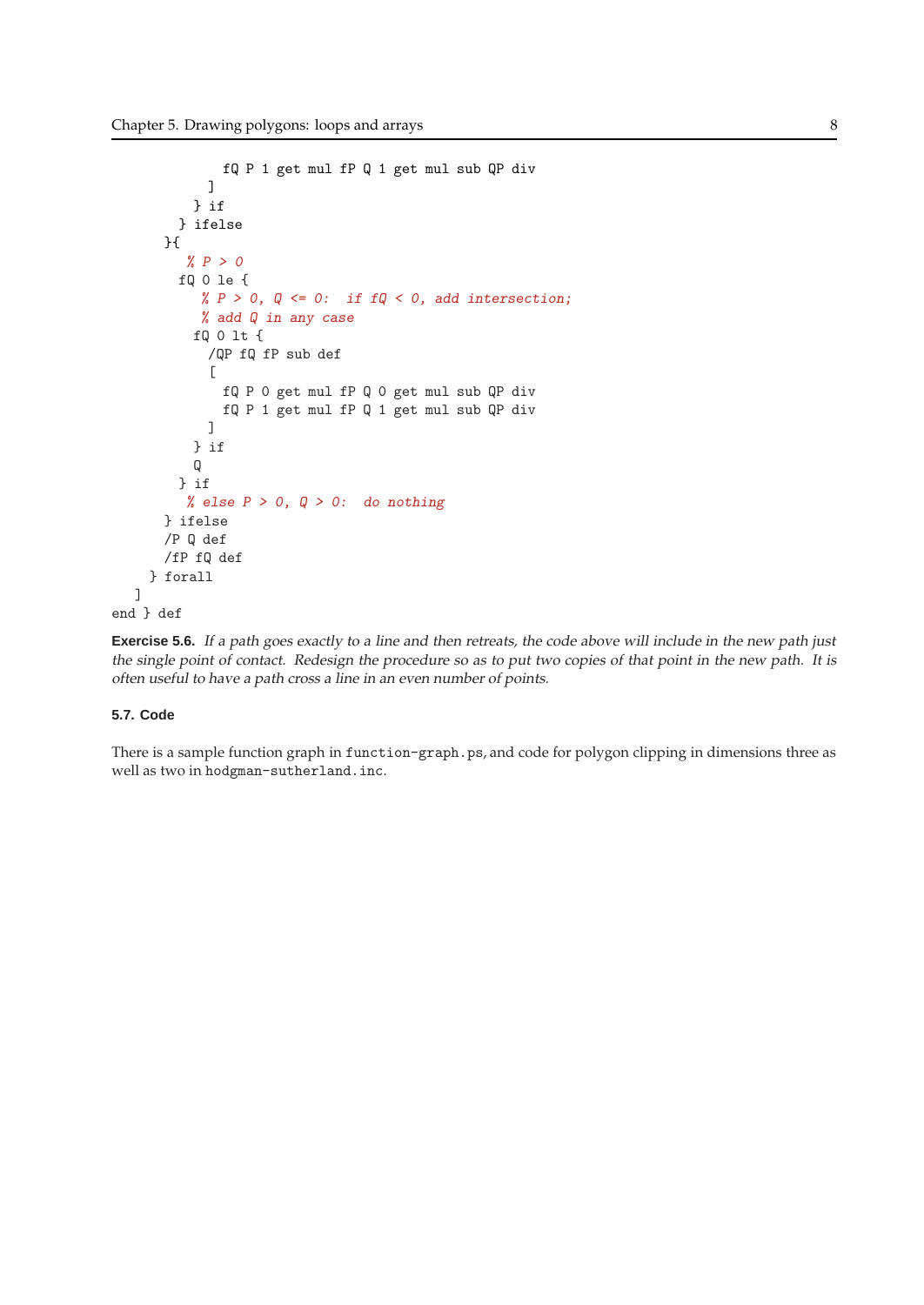```
          fQ P 1 get mul fP Q 1 get mul sub QP div
        ]
      } if
    } ifelse
  }{
    % P > 0
    fQ 0 le {
      % P > 0, Q <= 0:  if fQ < 0, add intersection;
      % add Q in any case
      fQ 0 lt {
        /QP fQ fP sub def
        [
          fQ P 0 get mul fP Q 0 get mul sub QP div
          fQ P 1 get mul fP Q 1 get mul sub QP div
        ]
      } if
      Q
    } if
    % else P > 0, Q > 0:  do nothing
  } ifelse
  /P Q def
  /fP fQ def
} forall
]
end } def
```

**Exercise 5.6.** *If a path goes exactly to a line and then retreats, the code above will include in the new path just the single point of contact. Redesign the procedure so as to put two copies of that point in the new path. It is often useful to have a path cross a line in an even number of points.*

### 5.7. Code

There is a sample function graph in `function-graph.ps`, and code for polygon clipping in dimensions three as well as two in `hodgman-sutherland.inc`.